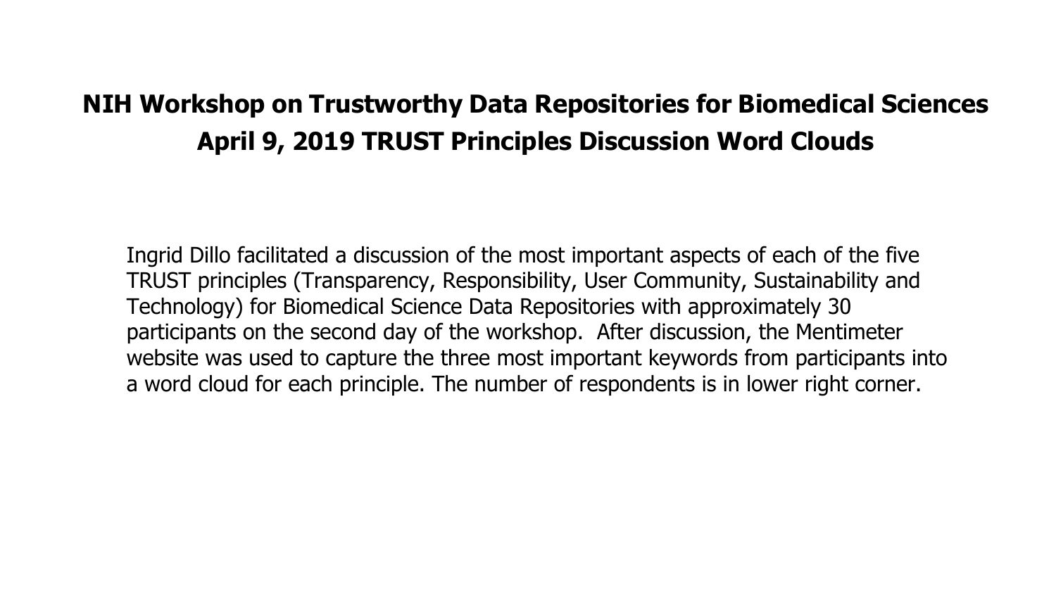# NIH Workshop on Trustworthy Data Repositories for Biomedical Sciences
# April 9, 2019 TRUST Principles Discussion Word Clouds

Ingrid Dillo facilitated a discussion of the most important aspects of each of the five TRUST principles (Transparency, Responsibility, User Community, Sustainability and Technology) for Biomedical Science Data Repositories with approximately 30 participants on the second day of the workshop. After discussion, the Mentimeter website was used to capture the three most important keywords from participants into a word cloud for each principle. The number of respondents is in lower right corner.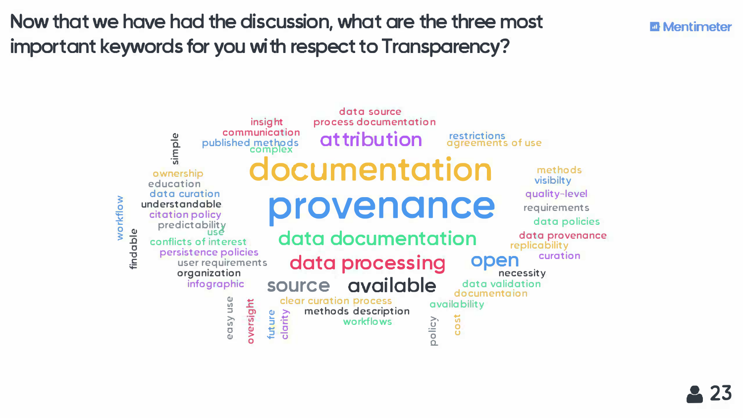# Now that we have had the discussion, what are the three most important keywords for you with respect to Transparency?

Mentimeter

data source
process documentation
insight
communication
published methods
complex
attribution
restrictions
agreements of use
simple
documentation
ownership
education
data curation
understandable
citation policy
predictability
use
conflicts of interest
persistence policies
user requirements
organization
infographic
workflow
findable
provenance
methods
visibilty
quality-level
requirements
data policies
data provenance
replicability
curation
data documentation
data processing
open
necessity
source
available
data validation
documentaion
clear curation process
methods description
workflows
availability
easy use
oversight
future
clarity
policy
cost

23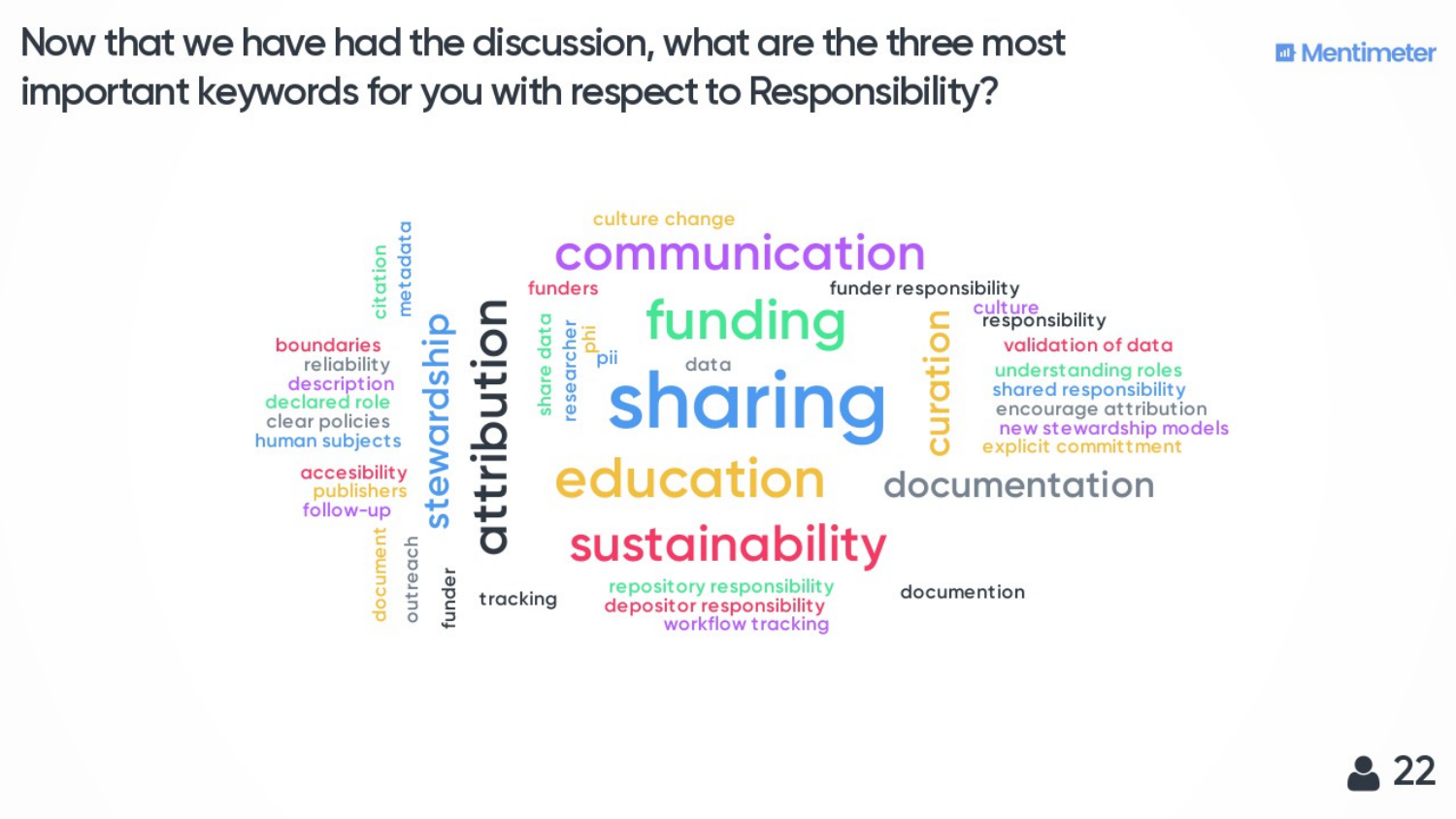# Now that we have had the discussion, what are the three most important keywords for you with respect to Responsibility?

Mentimeter

culture change
communication
funders
funder responsibility
culture
responsibility
citation
metadata
boundaries
reliability
description
declared role
clear policies
human subjects
stewardship
attribution
share data
researcher
phi
pii
funding
data
sharing
curation
validation of data
understanding roles
shared responsibility
encourage attribution
new stewardship models
explicit committment
accesibility
publishers
follow-up
education
documentation
sustainability
document
outreach
funder
tracking
repository responsibility
depositor responsibility
workflow tracking
documention

22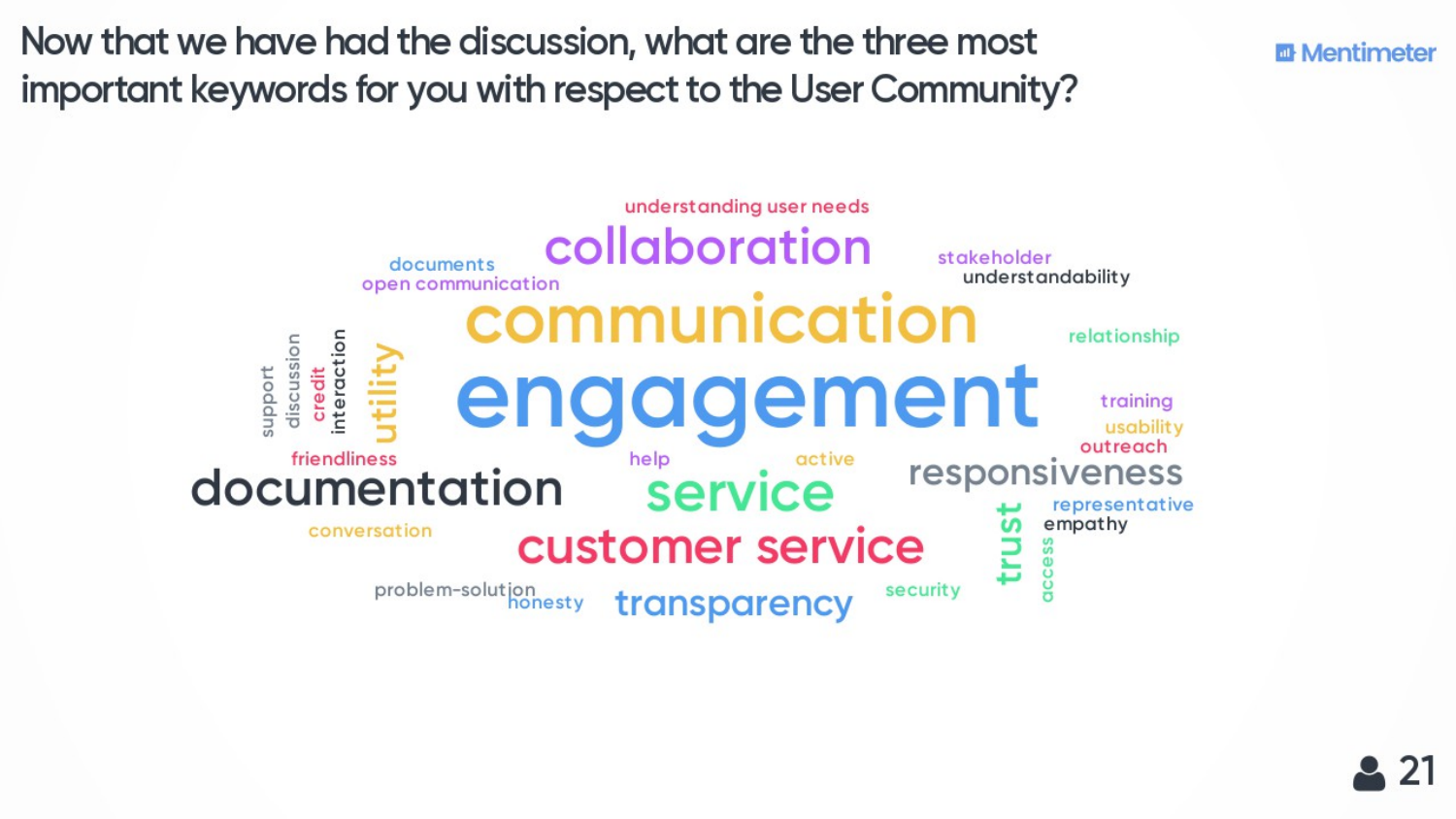# Now that we have had the discussion, what are the three most important keywords for you with respect to the User Community?

Mentimeter

understanding user needs

collaboration

documents

open communication

stakeholder

understandability

communication

relationship

support

discussion

credit

interaction

utility

engagement

training

usability

outreach

friendliness

help

active

responsiveness

documentation

service

representative

empathy

trust

conversation

customer service

access

problem-solution

honesty

transparency

security

21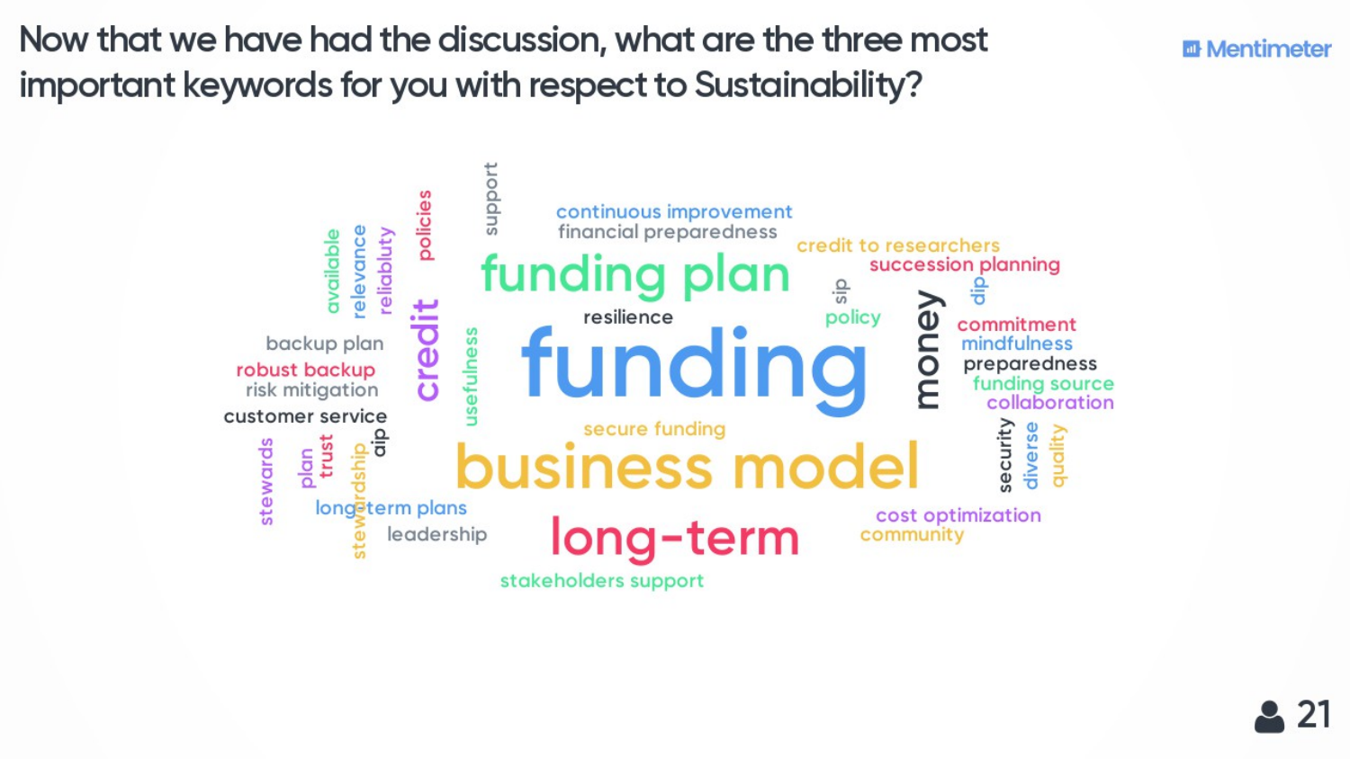# Now that we have had the discussion, what are the three most important keywords for you with respect to Sustainability?

Mentimeter

funding

business model

funding plan

long-term

money

credit

continuous improvement

financial preparedness

credit to researchers

succession planning

resilience

policy

sip

dip

commitment

mindfulness

preparedness

funding source

collaboration

support

policies

available

relevance

reliabluty

usefulness

backup plan

robust backup

risk mitigation

customer service

secure funding

security

diverse

quality

stewards

plan

trust

stewardship

aip

long-term plans

leadership

cost optimization

community

stakeholders support

21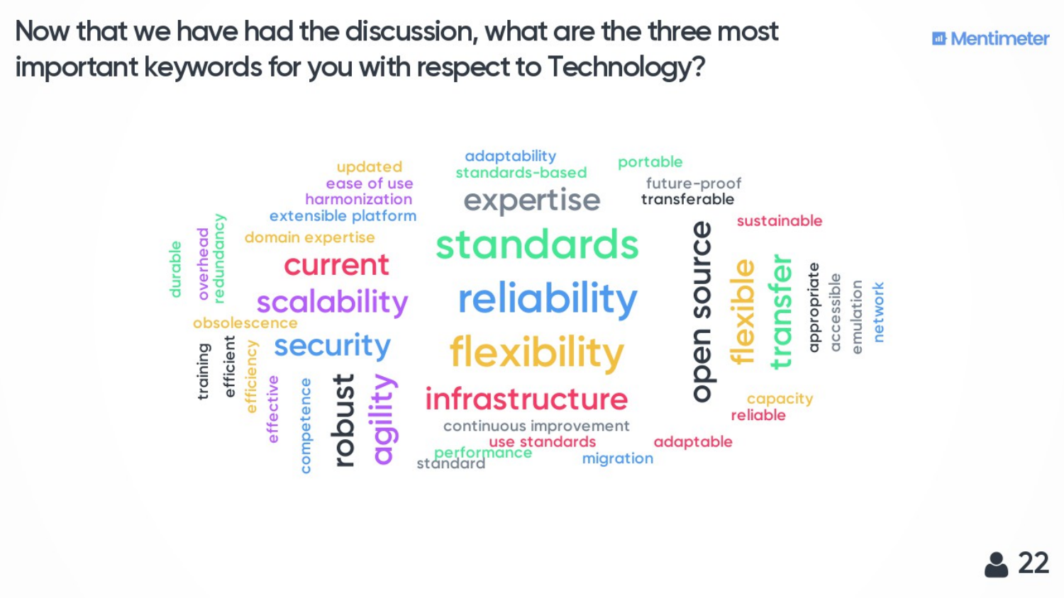# Now that we have had the discussion, what are the three most important keywords for you with respect to Technology?

Mentimeter

updated
ease of use
harmonization
extensible platform
adaptability
standards-based
expertise
portable
future-proof
transferable
sustainable
durable
overhead
redundancy
domain expertise
current
standards
scalability
reliability
open source
flexible
transfer
appropriate
accessible
emulation
network
obsolescence
security
flexibility
training
efficient
efficiency
effective
competence
robust
agility
infrastructure
continuous improvement
use standards
performance
standard
migration
adaptable
capacity
reliable

22